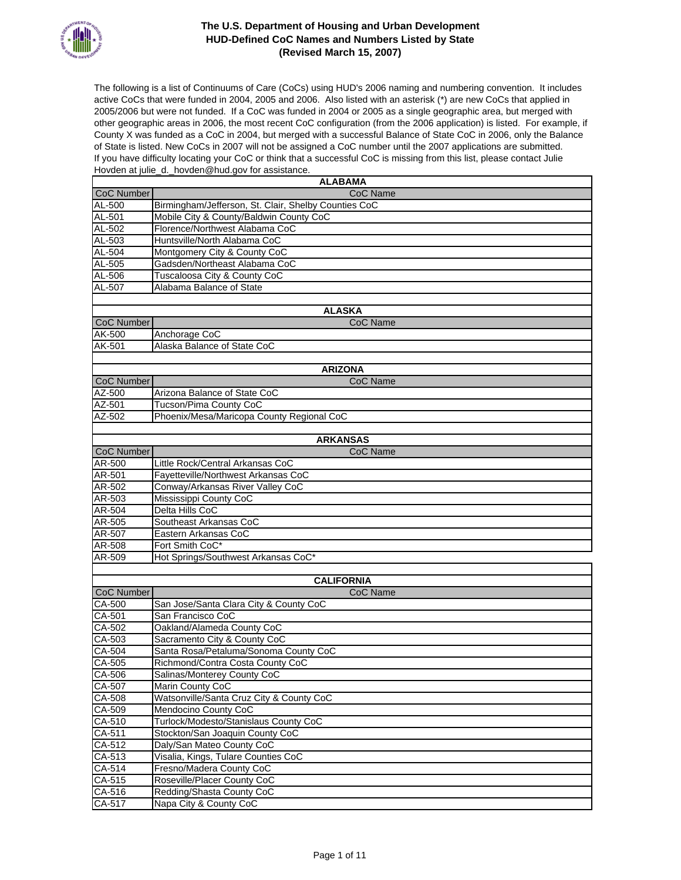# The U.S. Department of Housing and Urban Development
## HUD-Defined CoC Names and Numbers Listed by State
### (Revised March 15, 2007)

The following is a list of Continuums of Care (CoCs) using HUD's 2006 naming and numbering convention. It includes active CoCs that were funded in 2004, 2005 and 2006. Also listed with an asterisk (*) are new CoCs that applied in 2005/2006 but were not funded. If a CoC was funded in 2004 or 2005 as a single geographic area, but merged with other geographic areas in 2006, the most recent CoC configuration (from the 2006 application) is listed. For example, if County X was funded as a CoC in 2004, but merged with a successful Balance of State CoC in 2006, only the Balance of State is listed. New CoCs in 2007 will not be assigned a CoC number until the 2007 applications are submitted. If you have difficulty locating your CoC or think that a successful CoC is missing from this list, please contact Julie Hovden at julie_d._hovden@hud.gov for assistance.

**ALABAMA**

| CoC Number | CoC Name |
|---|---|
| AL-500 | Birmingham/Jefferson, St. Clair, Shelby Counties CoC |
| AL-501 | Mobile City & County/Baldwin County CoC |
| AL-502 | Florence/Northwest Alabama CoC |
| AL-503 | Huntsville/North Alabama CoC |
| AL-504 | Montgomery City & County CoC |
| AL-505 | Gadsden/Northeast Alabama CoC |
| AL-506 | Tuscaloosa City & County CoC |
| AL-507 | Alabama Balance of State |

**ALASKA**

| CoC Number | CoC Name |
|---|---|
| AK-500 | Anchorage CoC |
| AK-501 | Alaska Balance of State CoC |

**ARIZONA**

| CoC Number | CoC Name |
|---|---|
| AZ-500 | Arizona Balance of State CoC |
| AZ-501 | Tucson/Pima County CoC |
| AZ-502 | Phoenix/Mesa/Maricopa County Regional CoC |

**ARKANSAS**

| CoC Number | CoC Name |
|---|---|
| AR-500 | Little Rock/Central Arkansas CoC |
| AR-501 | Fayetteville/Northwest Arkansas CoC |
| AR-502 | Conway/Arkansas River Valley CoC |
| AR-503 | Mississippi County CoC |
| AR-504 | Delta Hills CoC |
| AR-505 | Southeast Arkansas CoC |
| AR-507 | Eastern Arkansas CoC |
| AR-508 | Fort Smith CoC* |
| AR-509 | Hot Springs/Southwest Arkansas CoC* |

**CALIFORNIA**

| CoC Number | CoC Name |
|---|---|
| CA-500 | San Jose/Santa Clara City & County CoC |
| CA-501 | San Francisco CoC |
| CA-502 | Oakland/Alameda County CoC |
| CA-503 | Sacramento City & County CoC |
| CA-504 | Santa Rosa/Petaluma/Sonoma County CoC |
| CA-505 | Richmond/Contra Costa County CoC |
| CA-506 | Salinas/Monterey County CoC |
| CA-507 | Marin County CoC |
| CA-508 | Watsonville/Santa Cruz City & County CoC |
| CA-509 | Mendocino County CoC |
| CA-510 | Turlock/Modesto/Stanislaus County CoC |
| CA-511 | Stockton/San Joaquin County CoC |
| CA-512 | Daly/San Mateo County CoC |
| CA-513 | Visalia, Kings, Tulare Counties CoC |
| CA-514 | Fresno/Madera County CoC |
| CA-515 | Roseville/Placer County CoC |
| CA-516 | Redding/Shasta County CoC |
| CA-517 | Napa City & County CoC |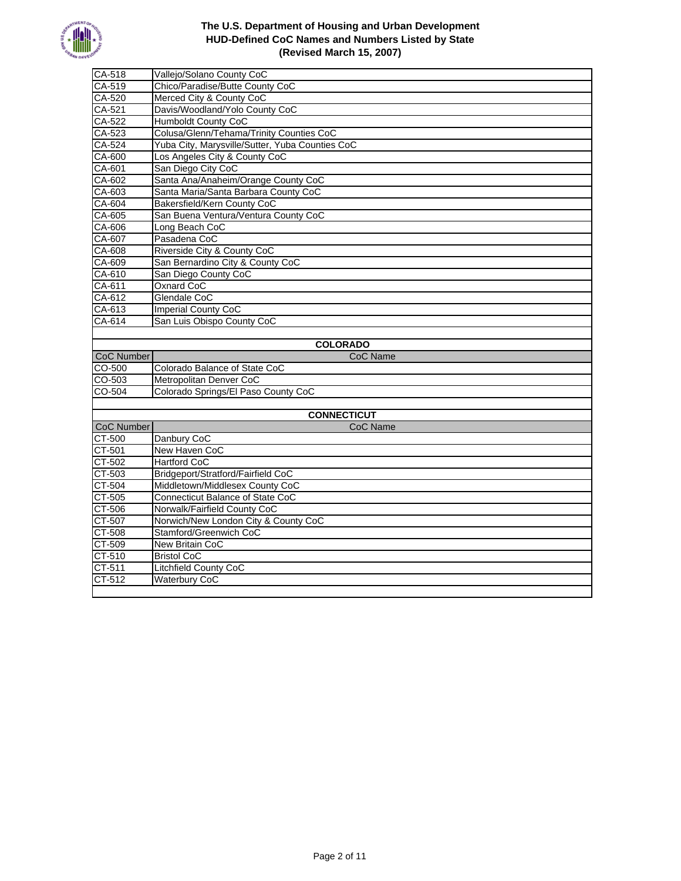| CoC Number | CoC Name |
|---|---|
| CA-518 | Vallejo/Solano County CoC |
| CA-519 | Chico/Paradise/Butte County CoC |
| CA-520 | Merced City & County CoC |
| CA-521 | Davis/Woodland/Yolo County CoC |
| CA-522 | Humboldt County CoC |
| CA-523 | Colusa/Glenn/Tehama/Trinity Counties CoC |
| CA-524 | Yuba City, Marysville/Sutter, Yuba Counties CoC |
| CA-600 | Los Angeles City & County CoC |
| CA-601 | San Diego City CoC |
| CA-602 | Santa Ana/Anaheim/Orange County CoC |
| CA-603 | Santa Maria/Santa Barbara County CoC |
| CA-604 | Bakersfield/Kern County CoC |
| CA-605 | San Buena Ventura/Ventura County CoC |
| CA-606 | Long Beach CoC |
| CA-607 | Pasadena CoC |
| CA-608 | Riverside City & County CoC |
| CA-609 | San Bernardino City & County CoC |
| CA-610 | San Diego County CoC |
| CA-611 | Oxnard CoC |
| CA-612 | Glendale CoC |
| CA-613 | Imperial County CoC |
| CA-614 | San Luis Obispo County CoC |

## COLORADO

| CoC Number | CoC Name |
|---|---|
| CO-500 | Colorado Balance of State CoC |
| CO-503 | Metropolitan Denver CoC |
| CO-504 | Colorado Springs/El Paso County CoC |

## CONNECTICUT

| CoC Number | CoC Name |
|---|---|
| CT-500 | Danbury CoC |
| CT-501 | New Haven CoC |
| CT-502 | Hartford CoC |
| CT-503 | Bridgeport/Stratford/Fairfield CoC |
| CT-504 | Middletown/Middlesex County CoC |
| CT-505 | Connecticut Balance of State CoC |
| CT-506 | Norwalk/Fairfield County CoC |
| CT-507 | Norwich/New London City & County CoC |
| CT-508 | Stamford/Greenwich CoC |
| CT-509 | New Britain CoC |
| CT-510 | Bristol CoC |
| CT-511 | Litchfield County CoC |
| CT-512 | Waterbury CoC |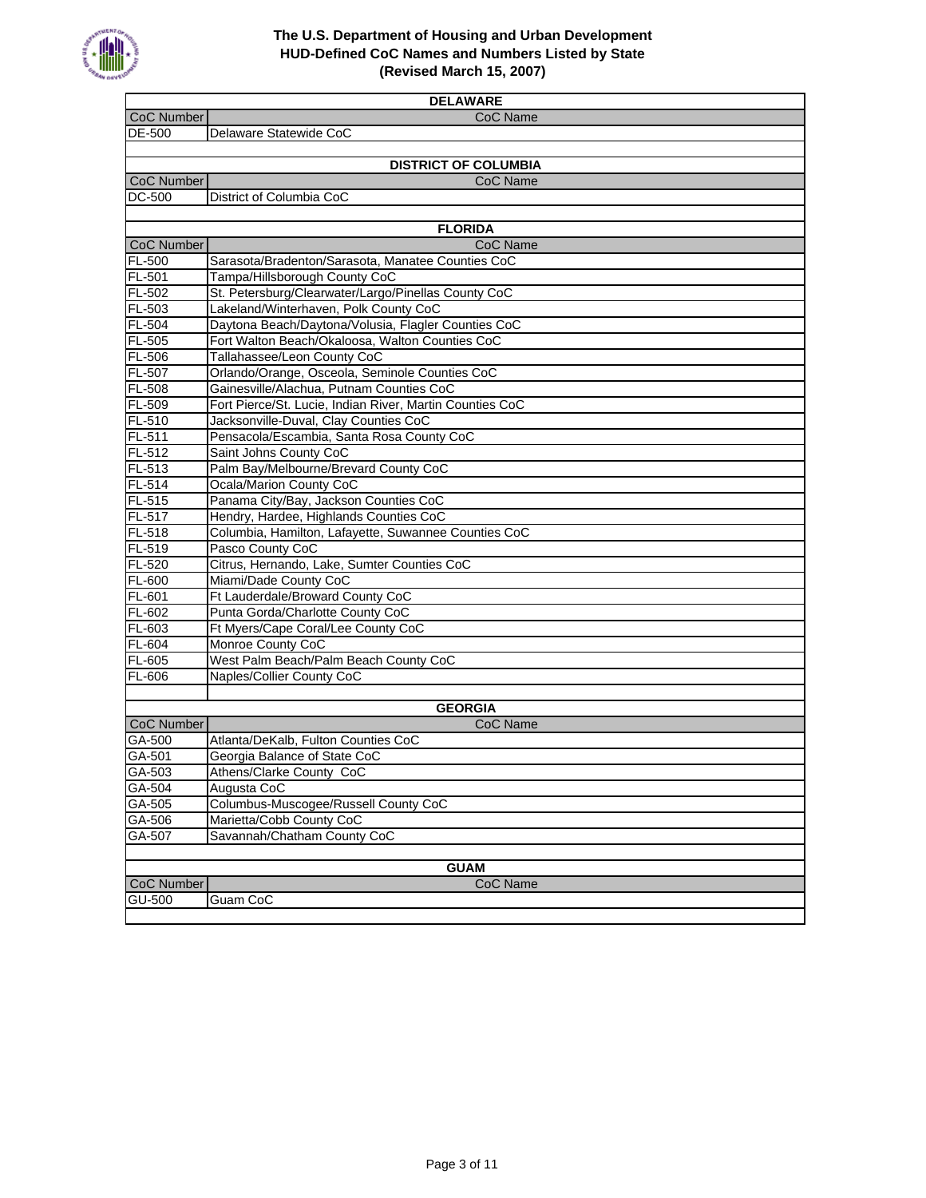# The U.S. Department of Housing and Urban Development
## HUD-Defined CoC Names and Numbers Listed by State
### (Revised March 15, 2007)

**DELAWARE**

| CoC Number | CoC Name |
|---|---|
| DE-500 | Delaware Statewide CoC |

**DISTRICT OF COLUMBIA**

| CoC Number | CoC Name |
|---|---|
| DC-500 | District of Columbia CoC |

**FLORIDA**

| CoC Number | CoC Name |
|---|---|
| FL-500 | Sarasota/Bradenton/Sarasota, Manatee Counties CoC |
| FL-501 | Tampa/Hillsborough County CoC |
| FL-502 | St. Petersburg/Clearwater/Largo/Pinellas County CoC |
| FL-503 | Lakeland/Winterhaven, Polk County CoC |
| FL-504 | Daytona Beach/Daytona/Volusia, Flagler Counties CoC |
| FL-505 | Fort Walton Beach/Okaloosa, Walton Counties CoC |
| FL-506 | Tallahassee/Leon County CoC |
| FL-507 | Orlando/Orange, Osceola, Seminole Counties CoC |
| FL-508 | Gainesville/Alachua, Putnam Counties CoC |
| FL-509 | Fort Pierce/St. Lucie, Indian River, Martin Counties CoC |
| FL-510 | Jacksonville-Duval, Clay Counties CoC |
| FL-511 | Pensacola/Escambia, Santa Rosa County CoC |
| FL-512 | Saint Johns County CoC |
| FL-513 | Palm Bay/Melbourne/Brevard County CoC |
| FL-514 | Ocala/Marion County CoC |
| FL-515 | Panama City/Bay, Jackson Counties CoC |
| FL-517 | Hendry, Hardee, Highlands Counties CoC |
| FL-518 | Columbia, Hamilton, Lafayette, Suwannee Counties CoC |
| FL-519 | Pasco County CoC |
| FL-520 | Citrus, Hernando, Lake, Sumter Counties CoC |
| FL-600 | Miami/Dade County CoC |
| FL-601 | Ft Lauderdale/Broward County CoC |
| FL-602 | Punta Gorda/Charlotte County CoC |
| FL-603 | Ft Myers/Cape Coral/Lee County CoC |
| FL-604 | Monroe County CoC |
| FL-605 | West Palm Beach/Palm Beach County CoC |
| FL-606 | Naples/Collier County CoC |

**GEORGIA**

| CoC Number | CoC Name |
|---|---|
| GA-500 | Atlanta/DeKalb, Fulton Counties CoC |
| GA-501 | Georgia Balance of State CoC |
| GA-503 | Athens/Clarke County CoC |
| GA-504 | Augusta CoC |
| GA-505 | Columbus-Muscogee/Russell County CoC |
| GA-506 | Marietta/Cobb County CoC |
| GA-507 | Savannah/Chatham County CoC |

**GUAM**

| CoC Number | CoC Name |
|---|---|
| GU-500 | Guam CoC |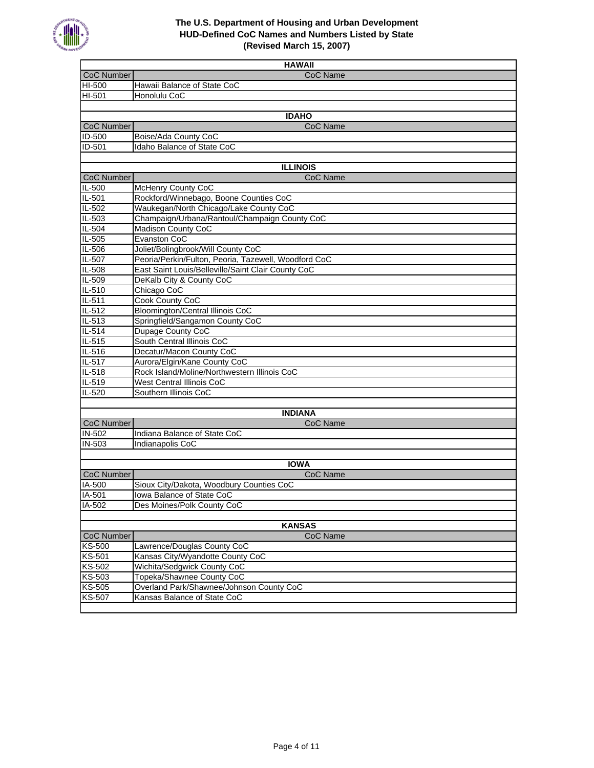# The U.S. Department of Housing and Urban Development
## HUD-Defined CoC Names and Numbers Listed by State
### (Revised March 15, 2007)

**HAWAII**

| CoC Number | CoC Name |
|---|---|
| HI-500 | Hawaii Balance of State CoC |
| HI-501 | Honolulu CoC |

**IDAHO**

| CoC Number | CoC Name |
|---|---|
| ID-500 | Boise/Ada County CoC |
| ID-501 | Idaho Balance of State CoC |

**ILLINOIS**

| CoC Number | CoC Name |
|---|---|
| IL-500 | McHenry County CoC |
| IL-501 | Rockford/Winnebago, Boone Counties CoC |
| IL-502 | Waukegan/North Chicago/Lake County CoC |
| IL-503 | Champaign/Urbana/Rantoul/Champaign County CoC |
| IL-504 | Madison County CoC |
| IL-505 | Evanston CoC |
| IL-506 | Joliet/Bolingbrook/Will County CoC |
| IL-507 | Peoria/Perkin/Fulton, Peoria, Tazewell, Woodford CoC |
| IL-508 | East Saint Louis/Belleville/Saint Clair County CoC |
| IL-509 | DeKalb City & County CoC |
| IL-510 | Chicago CoC |
| IL-511 | Cook County CoC |
| IL-512 | Bloomington/Central Illinois CoC |
| IL-513 | Springfield/Sangamon County CoC |
| IL-514 | Dupage County CoC |
| IL-515 | South Central Illinois CoC |
| IL-516 | Decatur/Macon County CoC |
| IL-517 | Aurora/Elgin/Kane County CoC |
| IL-518 | Rock Island/Moline/Northwestern Illinois CoC |
| IL-519 | West Central Illinois CoC |
| IL-520 | Southern Illinois CoC |

**INDIANA**

| CoC Number | CoC Name |
|---|---|
| IN-502 | Indiana Balance of State CoC |
| IN-503 | Indianapolis CoC |

**IOWA**

| CoC Number | CoC Name |
|---|---|
| IA-500 | Sioux City/Dakota, Woodbury Counties CoC |
| IA-501 | Iowa Balance of State CoC |
| IA-502 | Des Moines/Polk County CoC |

**KANSAS**

| CoC Number | CoC Name |
|---|---|
| KS-500 | Lawrence/Douglas County CoC |
| KS-501 | Kansas City/Wyandotte County CoC |
| KS-502 | Wichita/Sedgwick County CoC |
| KS-503 | Topeka/Shawnee County CoC |
| KS-505 | Overland Park/Shawnee/Johnson County CoC |
| KS-507 | Kansas Balance of State CoC |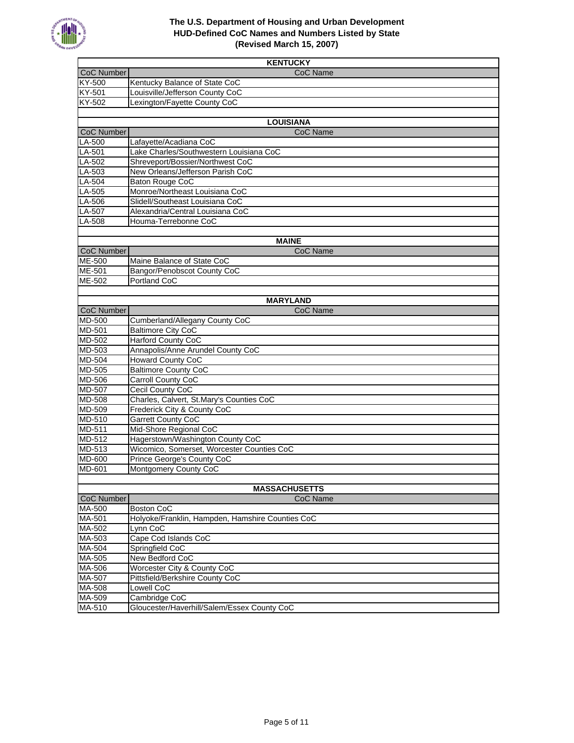# The U.S. Department of Housing and Urban Development
## HUD-Defined CoC Names and Numbers Listed by State
### (Revised March 15, 2007)

### KENTUCKY

| CoC Number | CoC Name |
|---|---|
| KY-500 | Kentucky Balance of State CoC |
| KY-501 | Louisville/Jefferson County CoC |
| KY-502 | Lexington/Fayette County CoC |

### LOUISIANA

| CoC Number | CoC Name |
|---|---|
| LA-500 | Lafayette/Acadiana CoC |
| LA-501 | Lake Charles/Southwestern Louisiana CoC |
| LA-502 | Shreveport/Bossier/Northwest CoC |
| LA-503 | New Orleans/Jefferson Parish CoC |
| LA-504 | Baton Rouge CoC |
| LA-505 | Monroe/Northeast Louisiana CoC |
| LA-506 | Slidell/Southeast Louisiana CoC |
| LA-507 | Alexandria/Central Louisiana CoC |
| LA-508 | Houma-Terrebonne CoC |

### MAINE

| CoC Number | CoC Name |
|---|---|
| ME-500 | Maine Balance of State CoC |
| ME-501 | Bangor/Penobscot County CoC |
| ME-502 | Portland CoC |

### MARYLAND

| CoC Number | CoC Name |
|---|---|
| MD-500 | Cumberland/Allegany County CoC |
| MD-501 | Baltimore City CoC |
| MD-502 | Harford County CoC |
| MD-503 | Annapolis/Anne Arundel County CoC |
| MD-504 | Howard County CoC |
| MD-505 | Baltimore County CoC |
| MD-506 | Carroll County CoC |
| MD-507 | Cecil County CoC |
| MD-508 | Charles, Calvert, St.Mary's Counties CoC |
| MD-509 | Frederick City & County CoC |
| MD-510 | Garrett County CoC |
| MD-511 | Mid-Shore Regional CoC |
| MD-512 | Hagerstown/Washington County CoC |
| MD-513 | Wicomico, Somerset, Worcester Counties CoC |
| MD-600 | Prince George's County CoC |
| MD-601 | Montgomery County CoC |

### MASSACHUSETTS

| CoC Number | CoC Name |
|---|---|
| MA-500 | Boston CoC |
| MA-501 | Holyoke/Franklin, Hampden, Hamshire Counties CoC |
| MA-502 | Lynn CoC |
| MA-503 | Cape Cod Islands CoC |
| MA-504 | Springfield CoC |
| MA-505 | New Bedford CoC |
| MA-506 | Worcester City & County CoC |
| MA-507 | Pittsfield/Berkshire County CoC |
| MA-508 | Lowell CoC |
| MA-509 | Cambridge CoC |
| MA-510 | Gloucester/Haverhill/Salem/Essex County CoC |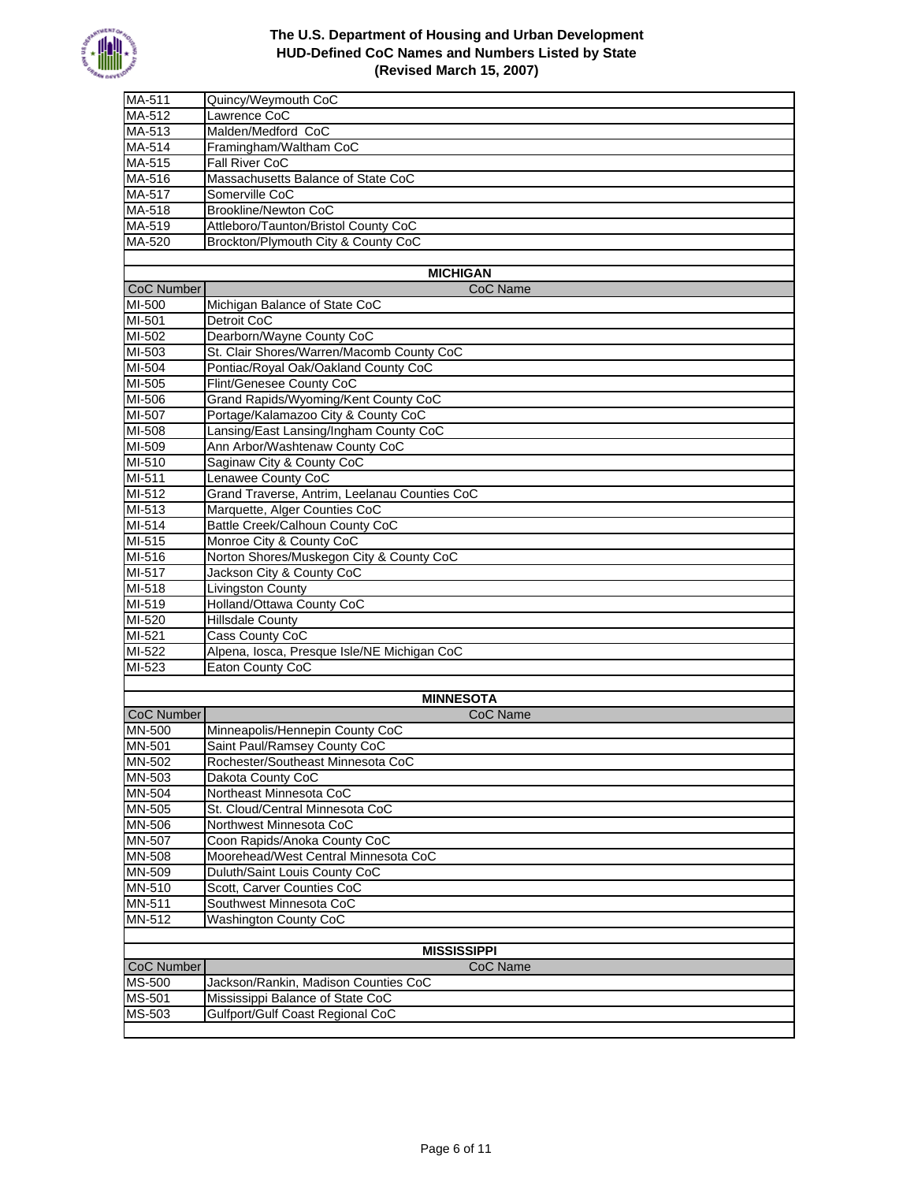| | |
|---|---|
| MA-511 | Quincy/Weymouth CoC |
| MA-512 | Lawrence CoC |
| MA-513 | Malden/Medford CoC |
| MA-514 | Framingham/Waltham CoC |
| MA-515 | Fall River CoC |
| MA-516 | Massachusetts Balance of State CoC |
| MA-517 | Somerville CoC |
| MA-518 | Brookline/Newton CoC |
| MA-519 | Attleboro/Taunton/Bristol County CoC |
| MA-520 | Brockton/Plymouth City & County CoC |

**MICHIGAN**

| CoC Number | CoC Name |
|---|---|
| MI-500 | Michigan Balance of State CoC |
| MI-501 | Detroit CoC |
| MI-502 | Dearborn/Wayne County CoC |
| MI-503 | St. Clair Shores/Warren/Macomb County CoC |
| MI-504 | Pontiac/Royal Oak/Oakland County CoC |
| MI-505 | Flint/Genesee County CoC |
| MI-506 | Grand Rapids/Wyoming/Kent County CoC |
| MI-507 | Portage/Kalamazoo City & County CoC |
| MI-508 | Lansing/East Lansing/Ingham County CoC |
| MI-509 | Ann Arbor/Washtenaw County CoC |
| MI-510 | Saginaw City & County CoC |
| MI-511 | Lenawee County CoC |
| MI-512 | Grand Traverse, Antrim, Leelanau Counties CoC |
| MI-513 | Marquette, Alger Counties CoC |
| MI-514 | Battle Creek/Calhoun County CoC |
| MI-515 | Monroe City & County CoC |
| MI-516 | Norton Shores/Muskegon City & County CoC |
| MI-517 | Jackson City & County CoC |
| MI-518 | Livingston County |
| MI-519 | Holland/Ottawa County CoC |
| MI-520 | Hillsdale County |
| MI-521 | Cass County CoC |
| MI-522 | Alpena, Iosca, Presque Isle/NE Michigan CoC |
| MI-523 | Eaton County CoC |

**MINNESOTA**

| CoC Number | CoC Name |
|---|---|
| MN-500 | Minneapolis/Hennepin County CoC |
| MN-501 | Saint Paul/Ramsey County CoC |
| MN-502 | Rochester/Southeast Minnesota CoC |
| MN-503 | Dakota County CoC |
| MN-504 | Northeast Minnesota CoC |
| MN-505 | St. Cloud/Central Minnesota CoC |
| MN-506 | Northwest Minnesota CoC |
| MN-507 | Coon Rapids/Anoka County CoC |
| MN-508 | Moorehead/West Central Minnesota CoC |
| MN-509 | Duluth/Saint Louis County CoC |
| MN-510 | Scott, Carver Counties CoC |
| MN-511 | Southwest Minnesota CoC |
| MN-512 | Washington County CoC |

**MISSISSIPPI**

| CoC Number | CoC Name |
|---|---|
| MS-500 | Jackson/Rankin, Madison Counties CoC |
| MS-501 | Mississippi Balance of State CoC |
| MS-503 | Gulfport/Gulf Coast Regional CoC |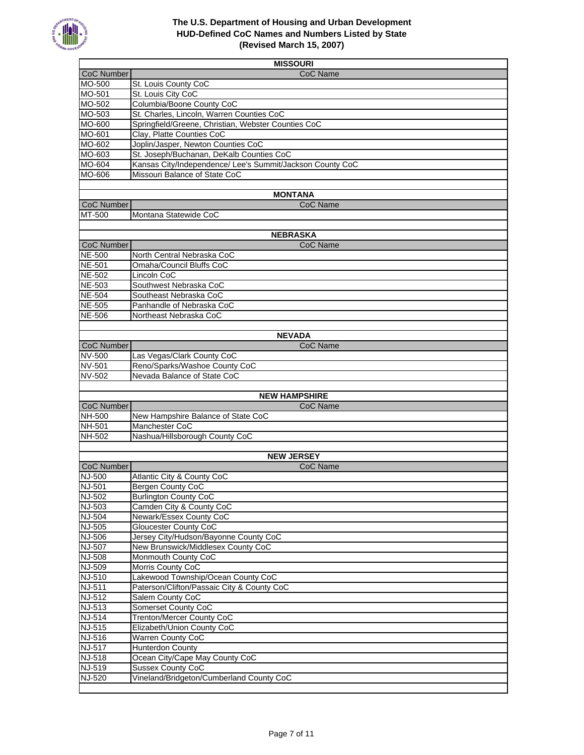## MISSOURI

| CoC Number | CoC Name |
|---|---|
| MO-500 | St. Louis County CoC |
| MO-501 | St. Louis City CoC |
| MO-502 | Columbia/Boone County CoC |
| MO-503 | St. Charles, Lincoln, Warren Counties CoC |
| MO-600 | Springfield/Greene, Christian, Webster Counties CoC |
| MO-601 | Clay, Platte Counties CoC |
| MO-602 | Joplin/Jasper, Newton Counties CoC |
| MO-603 | St. Joseph/Buchanan, DeKalb Counties CoC |
| MO-604 | Kansas City/Independence/ Lee's Summit/Jackson County CoC |
| MO-606 | Missouri Balance of State CoC |

## MONTANA

| CoC Number | CoC Name |
|---|---|
| MT-500 | Montana Statewide CoC |

## NEBRASKA

| CoC Number | CoC Name |
|---|---|
| NE-500 | North Central Nebraska CoC |
| NE-501 | Omaha/Council Bluffs CoC |
| NE-502 | Lincoln CoC |
| NE-503 | Southwest Nebraska CoC |
| NE-504 | Southeast Nebraska CoC |
| NE-505 | Panhandle of Nebraska CoC |
| NE-506 | Northeast Nebraska CoC |

## NEVADA

| CoC Number | CoC Name |
|---|---|
| NV-500 | Las Vegas/Clark County CoC |
| NV-501 | Reno/Sparks/Washoe County CoC |
| NV-502 | Nevada Balance of State CoC |

## NEW HAMPSHIRE

| CoC Number | CoC Name |
|---|---|
| NH-500 | New Hampshire Balance of State CoC |
| NH-501 | Manchester CoC |
| NH-502 | Nashua/Hillsborough County CoC |

## NEW JERSEY

| CoC Number | CoC Name |
|---|---|
| NJ-500 | Atlantic City & County CoC |
| NJ-501 | Bergen County CoC |
| NJ-502 | Burlington County CoC |
| NJ-503 | Camden City & County CoC |
| NJ-504 | Newark/Essex County CoC |
| NJ-505 | Gloucester County CoC |
| NJ-506 | Jersey City/Hudson/Bayonne County CoC |
| NJ-507 | New Brunswick/Middlesex County CoC |
| NJ-508 | Monmouth County CoC |
| NJ-509 | Morris County CoC |
| NJ-510 | Lakewood Township/Ocean County CoC |
| NJ-511 | Paterson/Clifton/Passaic City & County CoC |
| NJ-512 | Salem County CoC |
| NJ-513 | Somerset County CoC |
| NJ-514 | Trenton/Mercer County CoC |
| NJ-515 | Elizabeth/Union County CoC |
| NJ-516 | Warren County CoC |
| NJ-517 | Hunterdon County |
| NJ-518 | Ocean City/Cape May County CoC |
| NJ-519 | Sussex County CoC |
| NJ-520 | Vineland/Bridgeton/Cumberland County CoC |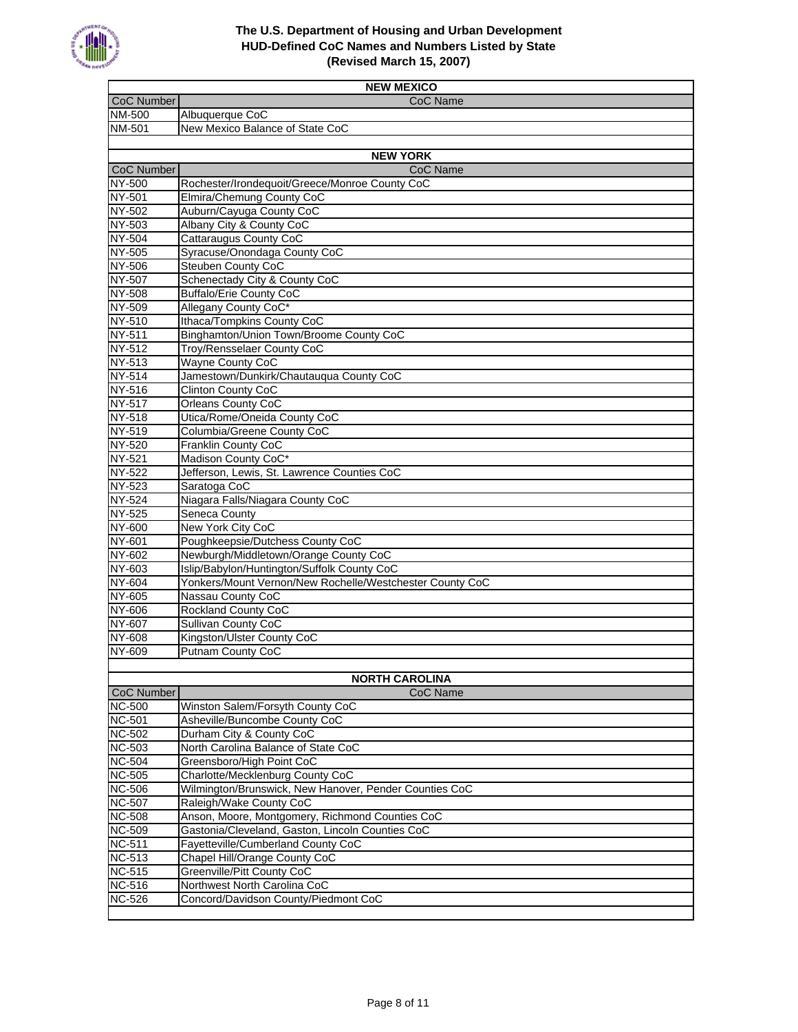# The U.S. Department of Housing and Urban Development
## HUD-Defined CoC Names and Numbers Listed by State
### (Revised March 15, 2007)

**NEW MEXICO**

| CoC Number | CoC Name |
| --- | --- |
| NM-500 | Albuquerque CoC |
| NM-501 | New Mexico Balance of State CoC |

**NEW YORK**

| CoC Number | CoC Name |
| --- | --- |
| NY-500 | Rochester/Irondequoit/Greece/Monroe County CoC |
| NY-501 | Elmira/Chemung County CoC |
| NY-502 | Auburn/Cayuga County CoC |
| NY-503 | Albany City & County CoC |
| NY-504 | Cattaraugus County CoC |
| NY-505 | Syracuse/Onondaga County CoC |
| NY-506 | Steuben County CoC |
| NY-507 | Schenectady City & County CoC |
| NY-508 | Buffalo/Erie County CoC |
| NY-509 | Allegany County CoC* |
| NY-510 | Ithaca/Tompkins County CoC |
| NY-511 | Binghamton/Union Town/Broome County CoC |
| NY-512 | Troy/Rensselaer County CoC |
| NY-513 | Wayne County CoC |
| NY-514 | Jamestown/Dunkirk/Chautauqua County CoC |
| NY-516 | Clinton County CoC |
| NY-517 | Orleans County CoC |
| NY-518 | Utica/Rome/Oneida County CoC |
| NY-519 | Columbia/Greene County CoC |
| NY-520 | Franklin County CoC |
| NY-521 | Madison County CoC* |
| NY-522 | Jefferson, Lewis, St. Lawrence Counties CoC |
| NY-523 | Saratoga CoC |
| NY-524 | Niagara Falls/Niagara County CoC |
| NY-525 | Seneca County |
| NY-600 | New York City CoC |
| NY-601 | Poughkeepsie/Dutchess County CoC |
| NY-602 | Newburgh/Middletown/Orange County CoC |
| NY-603 | Islip/Babylon/Huntington/Suffolk County CoC |
| NY-604 | Yonkers/Mount Vernon/New Rochelle/Westchester County CoC |
| NY-605 | Nassau County CoC |
| NY-606 | Rockland County CoC |
| NY-607 | Sullivan County CoC |
| NY-608 | Kingston/Ulster County CoC |
| NY-609 | Putnam County CoC |

**NORTH CAROLINA**

| CoC Number | CoC Name |
| --- | --- |
| NC-500 | Winston Salem/Forsyth County CoC |
| NC-501 | Asheville/Buncombe County CoC |
| NC-502 | Durham City & County CoC |
| NC-503 | North Carolina Balance of State CoC |
| NC-504 | Greensboro/High Point CoC |
| NC-505 | Charlotte/Mecklenburg County CoC |
| NC-506 | Wilmington/Brunswick, New Hanover, Pender Counties CoC |
| NC-507 | Raleigh/Wake County CoC |
| NC-508 | Anson, Moore, Montgomery, Richmond Counties CoC |
| NC-509 | Gastonia/Cleveland, Gaston, Lincoln Counties CoC |
| NC-511 | Fayetteville/Cumberland County CoC |
| NC-513 | Chapel Hill/Orange County CoC |
| NC-515 | Greenville/Pitt County CoC |
| NC-516 | Northwest North Carolina CoC |
| NC-526 | Concord/Davidson County/Piedmont CoC |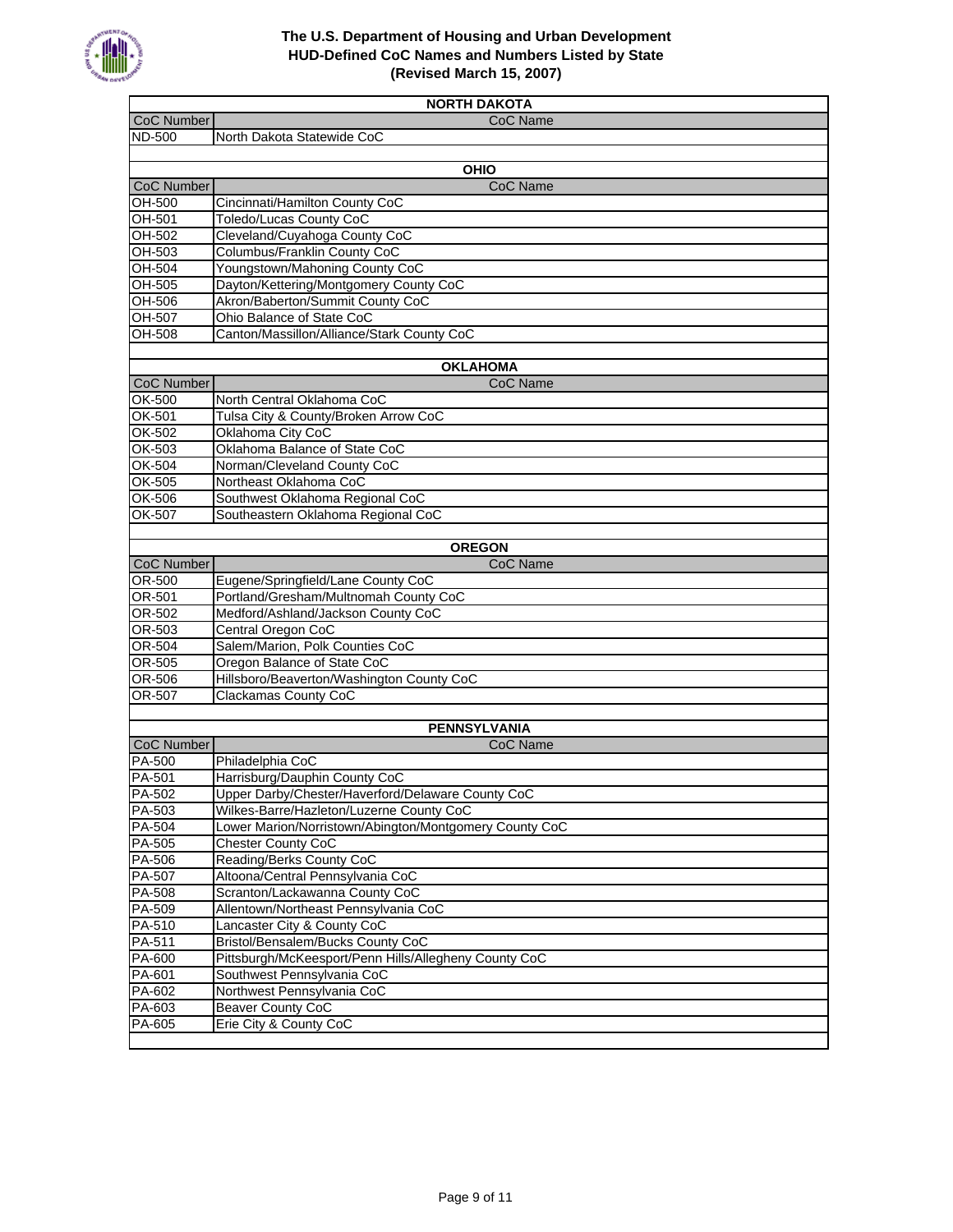## NORTH DAKOTA

| CoC Number | CoC Name |
|---|---|
| ND-500 | North Dakota Statewide CoC |

## OHIO

| CoC Number | CoC Name |
|---|---|
| OH-500 | Cincinnati/Hamilton County CoC |
| OH-501 | Toledo/Lucas County CoC |
| OH-502 | Cleveland/Cuyahoga County CoC |
| OH-503 | Columbus/Franklin County CoC |
| OH-504 | Youngstown/Mahoning County CoC |
| OH-505 | Dayton/Kettering/Montgomery County CoC |
| OH-506 | Akron/Baberton/Summit County CoC |
| OH-507 | Ohio Balance of State CoC |
| OH-508 | Canton/Massillon/Alliance/Stark County CoC |

## OKLAHOMA

| CoC Number | CoC Name |
|---|---|
| OK-500 | North Central Oklahoma CoC |
| OK-501 | Tulsa City & County/Broken Arrow CoC |
| OK-502 | Oklahoma City CoC |
| OK-503 | Oklahoma Balance of State CoC |
| OK-504 | Norman/Cleveland County CoC |
| OK-505 | Northeast Oklahoma CoC |
| OK-506 | Southwest Oklahoma Regional CoC |
| OK-507 | Southeastern Oklahoma Regional CoC |

## OREGON

| CoC Number | CoC Name |
|---|---|
| OR-500 | Eugene/Springfield/Lane County CoC |
| OR-501 | Portland/Gresham/Multnomah County CoC |
| OR-502 | Medford/Ashland/Jackson County CoC |
| OR-503 | Central Oregon CoC |
| OR-504 | Salem/Marion, Polk Counties CoC |
| OR-505 | Oregon Balance of State CoC |
| OR-506 | Hillsboro/Beaverton/Washington County CoC |
| OR-507 | Clackamas County CoC |

## PENNSYLVANIA

| CoC Number | CoC Name |
|---|---|
| PA-500 | Philadelphia CoC |
| PA-501 | Harrisburg/Dauphin County CoC |
| PA-502 | Upper Darby/Chester/Haverford/Delaware County CoC |
| PA-503 | Wilkes-Barre/Hazleton/Luzerne County CoC |
| PA-504 | Lower Marion/Norristown/Abington/Montgomery County CoC |
| PA-505 | Chester County CoC |
| PA-506 | Reading/Berks County CoC |
| PA-507 | Altoona/Central Pennsylvania CoC |
| PA-508 | Scranton/Lackawanna County CoC |
| PA-509 | Allentown/Northeast Pennsylvania CoC |
| PA-510 | Lancaster City & County CoC |
| PA-511 | Bristol/Bensalem/Bucks County CoC |
| PA-600 | Pittsburgh/McKeesport/Penn Hills/Allegheny County CoC |
| PA-601 | Southwest Pennsylvania CoC |
| PA-602 | Northwest Pennsylvania CoC |
| PA-603 | Beaver County CoC |
| PA-605 | Erie City & County CoC |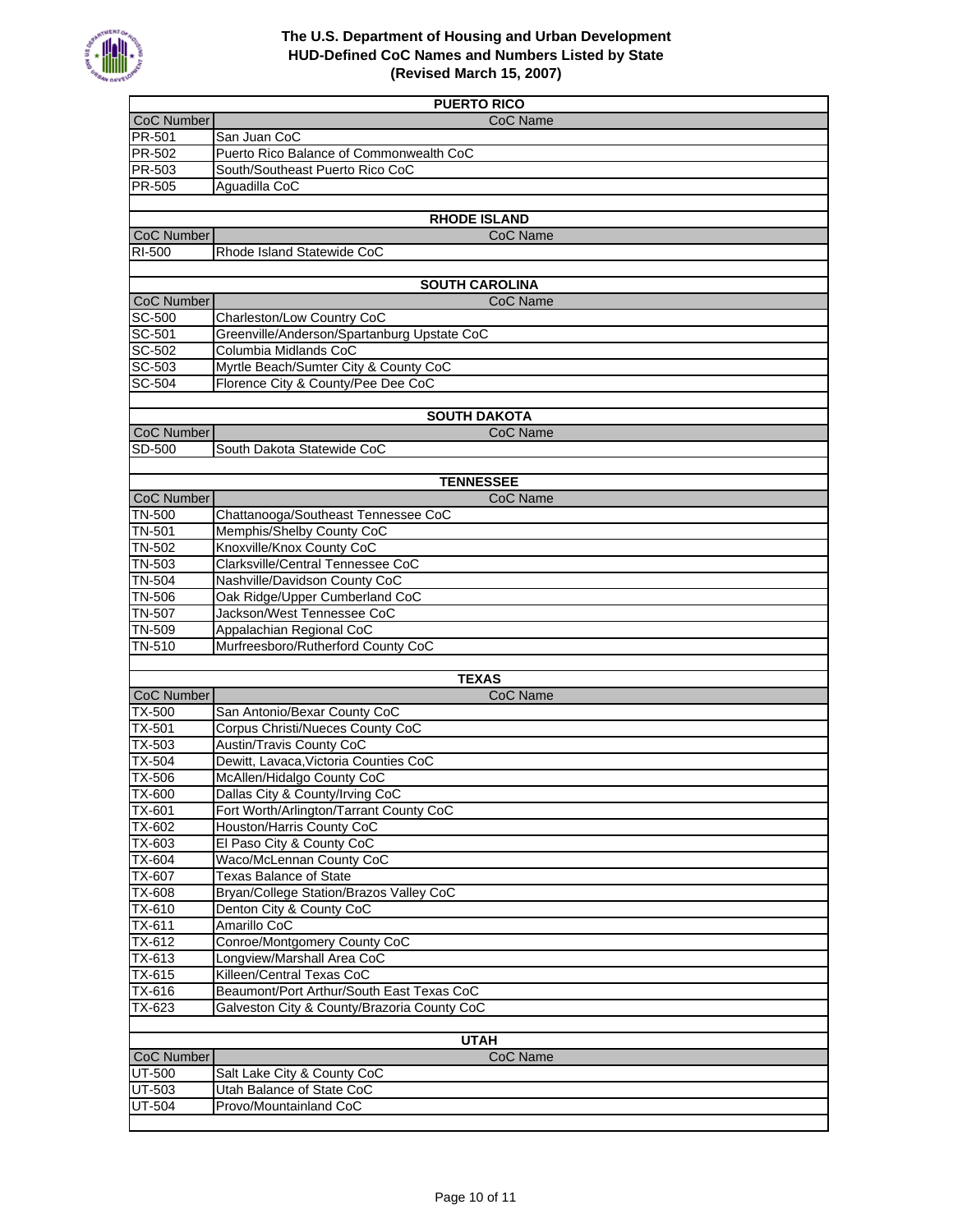# The U.S. Department of Housing and Urban Development
## HUD-Defined CoC Names and Numbers Listed by State
### (Revised March 15, 2007)

**PUERTO RICO**

| CoC Number | CoC Name |
|---|---|
| PR-501 | San Juan CoC |
| PR-502 | Puerto Rico Balance of Commonwealth CoC |
| PR-503 | South/Southeast Puerto Rico CoC |
| PR-505 | Aguadilla CoC |

**RHODE ISLAND**

| CoC Number | CoC Name |
|---|---|
| RI-500 | Rhode Island Statewide CoC |

**SOUTH CAROLINA**

| CoC Number | CoC Name |
|---|---|
| SC-500 | Charleston/Low Country CoC |
| SC-501 | Greenville/Anderson/Spartanburg Upstate CoC |
| SC-502 | Columbia Midlands CoC |
| SC-503 | Myrtle Beach/Sumter City & County CoC |
| SC-504 | Florence City & County/Pee Dee CoC |

**SOUTH DAKOTA**

| CoC Number | CoC Name |
|---|---|
| SD-500 | South Dakota Statewide CoC |

**TENNESSEE**

| CoC Number | CoC Name |
|---|---|
| TN-500 | Chattanooga/Southeast Tennessee CoC |
| TN-501 | Memphis/Shelby County CoC |
| TN-502 | Knoxville/Knox County CoC |
| TN-503 | Clarksville/Central Tennessee CoC |
| TN-504 | Nashville/Davidson County CoC |
| TN-506 | Oak Ridge/Upper Cumberland CoC |
| TN-507 | Jackson/West Tennessee CoC |
| TN-509 | Appalachian Regional CoC |
| TN-510 | Murfreesboro/Rutherford County CoC |

**TEXAS**

| CoC Number | CoC Name |
|---|---|
| TX-500 | San Antonio/Bexar County CoC |
| TX-501 | Corpus Christi/Nueces County CoC |
| TX-503 | Austin/Travis County CoC |
| TX-504 | Dewitt, Lavaca,Victoria Counties CoC |
| TX-506 | McAllen/Hidalgo County CoC |
| TX-600 | Dallas City & County/Irving CoC |
| TX-601 | Fort Worth/Arlington/Tarrant County CoC |
| TX-602 | Houston/Harris County CoC |
| TX-603 | El Paso City & County CoC |
| TX-604 | Waco/McLennan County CoC |
| TX-607 | Texas Balance of State |
| TX-608 | Bryan/College Station/Brazos Valley CoC |
| TX-610 | Denton City & County CoC |
| TX-611 | Amarillo CoC |
| TX-612 | Conroe/Montgomery County CoC |
| TX-613 | Longview/Marshall Area CoC |
| TX-615 | Killeen/Central Texas CoC |
| TX-616 | Beaumont/Port Arthur/South East Texas CoC |
| TX-623 | Galveston City & County/Brazoria County CoC |

**UTAH**

| CoC Number | CoC Name |
|---|---|
| UT-500 | Salt Lake City & County CoC |
| UT-503 | Utah Balance of State CoC |
| UT-504 | Provo/Mountainland CoC |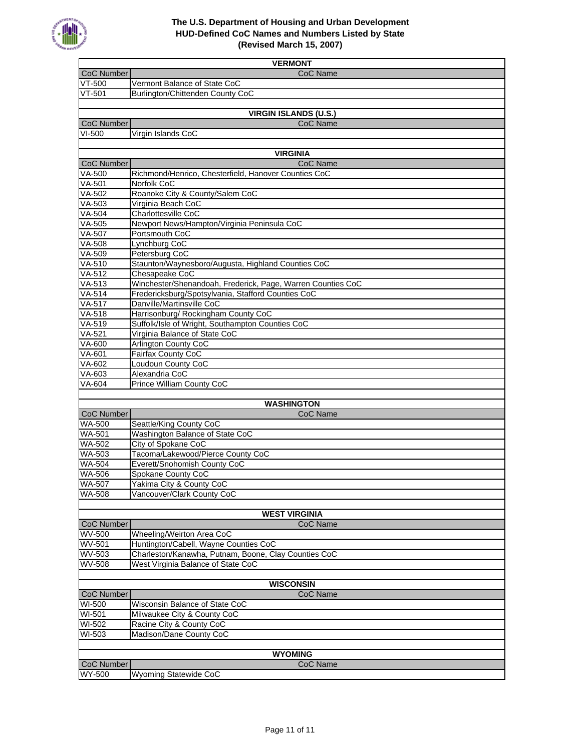# The U.S. Department of Housing and Urban Development
## HUD-Defined CoC Names and Numbers Listed by State
### (Revised March 15, 2007)

**VERMONT**

| CoC Number | CoC Name |
|---|---|
| VT-500 | Vermont Balance of State CoC |
| VT-501 | Burlington/Chittenden County CoC |

**VIRGIN ISLANDS (U.S.)**

| CoC Number | CoC Name |
|---|---|
| VI-500 | Virgin Islands CoC |

**VIRGINIA**

| CoC Number | CoC Name |
|---|---|
| VA-500 | Richmond/Henrico, Chesterfield, Hanover Counties CoC |
| VA-501 | Norfolk CoC |
| VA-502 | Roanoke City & County/Salem CoC |
| VA-503 | Virginia Beach CoC |
| VA-504 | Charlottesville CoC |
| VA-505 | Newport News/Hampton/Virginia Peninsula CoC |
| VA-507 | Portsmouth CoC |
| VA-508 | Lynchburg CoC |
| VA-509 | Petersburg CoC |
| VA-510 | Staunton/Waynesboro/Augusta, Highland Counties CoC |
| VA-512 | Chesapeake CoC |
| VA-513 | Winchester/Shenandoah, Frederick, Page, Warren Counties CoC |
| VA-514 | Fredericksburg/Spotsylvania, Stafford Counties CoC |
| VA-517 | Danville/Martinsville CoC |
| VA-518 | Harrisonburg/ Rockingham County CoC |
| VA-519 | Suffolk/Isle of Wright, Southampton Counties CoC |
| VA-521 | Virginia Balance of State CoC |
| VA-600 | Arlington County CoC |
| VA-601 | Fairfax County CoC |
| VA-602 | Loudoun County CoC |
| VA-603 | Alexandria CoC |
| VA-604 | Prince William County CoC |

**WASHINGTON**

| CoC Number | CoC Name |
|---|---|
| WA-500 | Seattle/King County CoC |
| WA-501 | Washington Balance of State CoC |
| WA-502 | City of Spokane CoC |
| WA-503 | Tacoma/Lakewood/Pierce County CoC |
| WA-504 | Everett/Snohomish County CoC |
| WA-506 | Spokane County CoC |
| WA-507 | Yakima City & County CoC |
| WA-508 | Vancouver/Clark County CoC |

**WEST VIRGINIA**

| CoC Number | CoC Name |
|---|---|
| WV-500 | Wheeling/Weirton Area CoC |
| WV-501 | Huntington/Cabell, Wayne Counties CoC |
| WV-503 | Charleston/Kanawha, Putnam, Boone, Clay Counties CoC |
| WV-508 | West Virginia Balance of State CoC |

**WISCONSIN**

| CoC Number | CoC Name |
|---|---|
| WI-500 | Wisconsin Balance of State CoC |
| WI-501 | Milwaukee City & County CoC |
| WI-502 | Racine City & County CoC |
| WI-503 | Madison/Dane County CoC |

**WYOMING**

| CoC Number | CoC Name |
|---|---|
| WY-500 | Wyoming Statewide CoC |